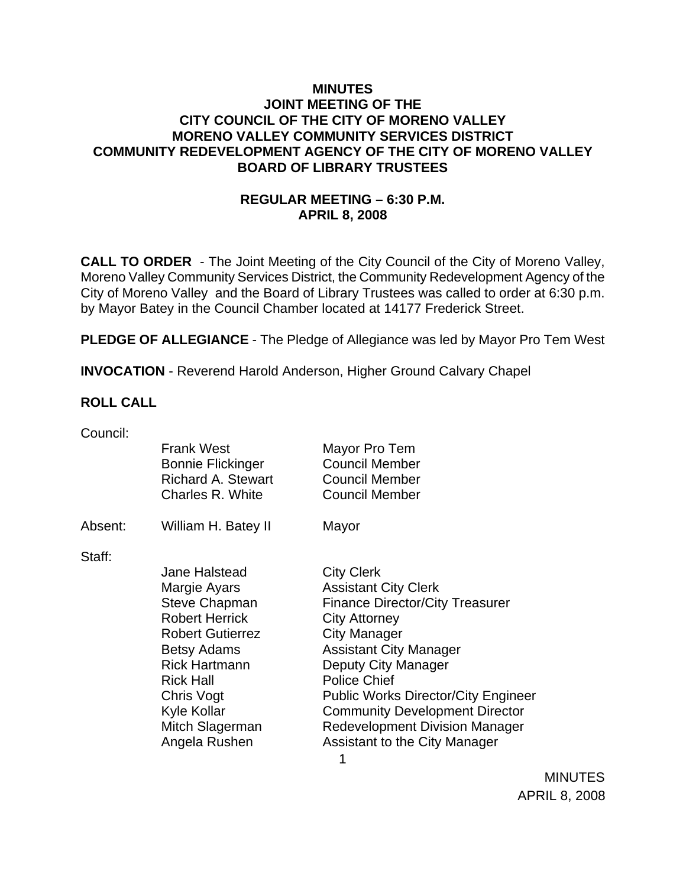**MINUTES**
**JOINT MEETING OF THE**
**CITY COUNCIL OF THE CITY OF MORENO VALLEY**
**MORENO VALLEY COMMUNITY SERVICES DISTRICT**
**COMMUNITY REDEVELOPMENT AGENCY OF THE CITY OF MORENO VALLEY**
**BOARD OF LIBRARY TRUSTEES**

**REGULAR MEETING – 6:30 P.M.**
**APRIL 8, 2008**

**CALL TO ORDER** - The Joint Meeting of the City Council of the City of Moreno Valley, Moreno Valley Community Services District, the Community Redevelopment Agency of the City of Moreno Valley and the Board of Library Trustees was called to order at 6:30 p.m. by Mayor Batey in the Council Chamber located at 14177 Frederick Street.

**PLEDGE OF ALLEGIANCE** - The Pledge of Allegiance was led by Mayor Pro Tem West

**INVOCATION** - Reverend Harold Anderson, Higher Ground Calvary Chapel

**ROLL CALL**

Council:

| | | |
|---|---|---|
| | Frank West | Mayor Pro Tem |
| | Bonnie Flickinger | Council Member |
| | Richard A. Stewart | Council Member |
| | Charles R. White | Council Member |
| Absent: | William H. Batey II | Mayor |

Staff:

| | |
|---|---|
| Jane Halstead | City Clerk |
| Margie Ayars | Assistant City Clerk |
| Steve Chapman | Finance Director/City Treasurer |
| Robert Herrick | City Attorney |
| Robert Gutierrez | City Manager |
| Betsy Adams | Assistant City Manager |
| Rick Hartmann | Deputy City Manager |
| Rick Hall | Police Chief |
| Chris Vogt | Public Works Director/City Engineer |
| Kyle Kollar | Community Development Director |
| Mitch Slagerman | Redevelopment Division Manager |
| Angela Rushen | Assistant to the City Manager |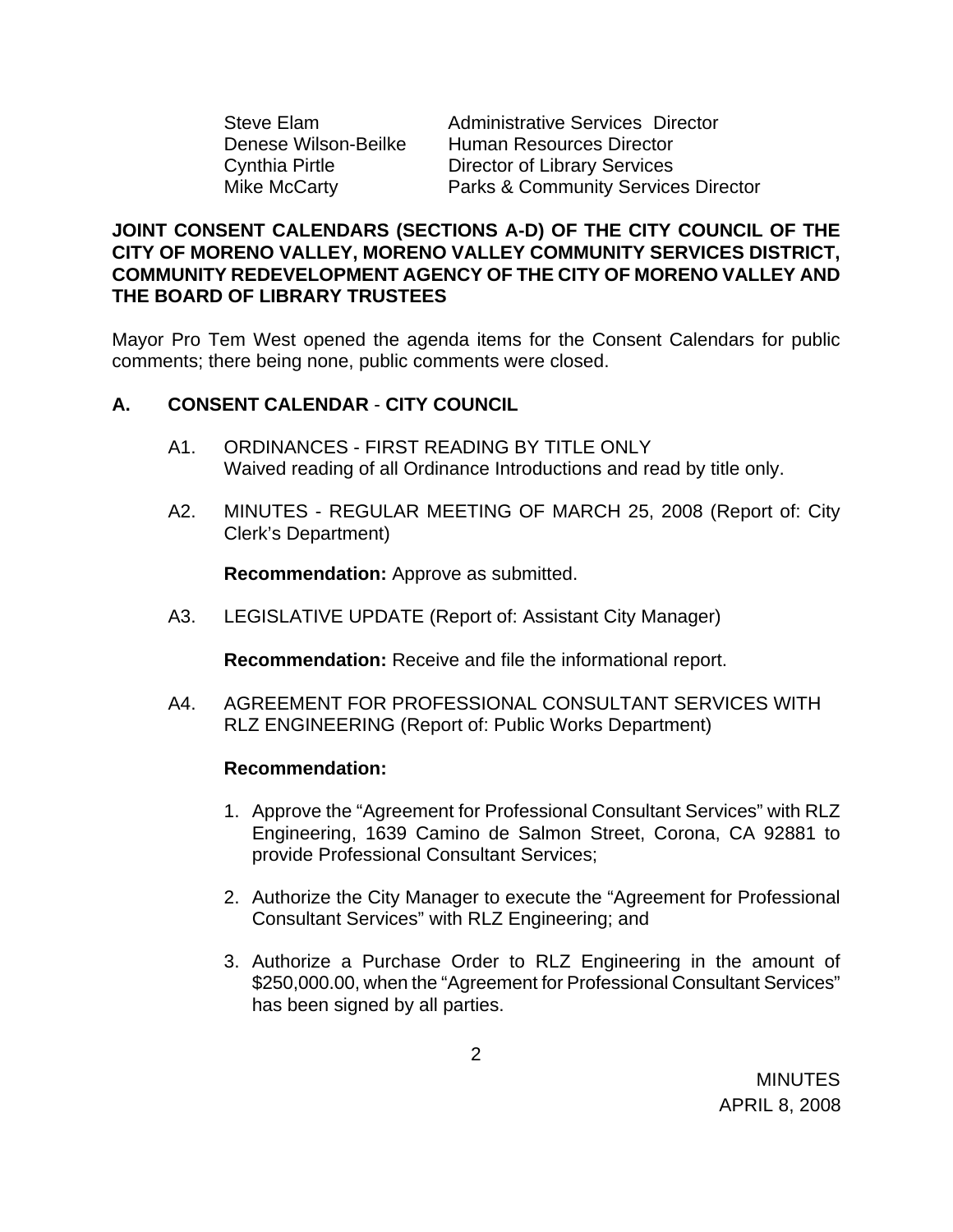| | |
|---|---|
| Steve Elam | Administrative Services Director |
| Denese Wilson-Beilke | Human Resources Director |
| Cynthia Pirtle | Director of Library Services |
| Mike McCarty | Parks & Community Services Director |

**JOINT CONSENT CALENDARS (SECTIONS A-D) OF THE CITY COUNCIL OF THE CITY OF MORENO VALLEY, MORENO VALLEY COMMUNITY SERVICES DISTRICT, COMMUNITY REDEVELOPMENT AGENCY OF THE CITY OF MORENO VALLEY AND THE BOARD OF LIBRARY TRUSTEES**

Mayor Pro Tem West opened the agenda items for the Consent Calendars for public comments; there being none, public comments were closed.

**A. CONSENT CALENDAR - CITY COUNCIL**

A1. ORDINANCES - FIRST READING BY TITLE ONLY
Waived reading of all Ordinance Introductions and read by title only.

A2. MINUTES - REGULAR MEETING OF MARCH 25, 2008 (Report of: City Clerk's Department)

**Recommendation:** Approve as submitted.

A3. LEGISLATIVE UPDATE (Report of: Assistant City Manager)

**Recommendation:** Receive and file the informational report.

A4. AGREEMENT FOR PROFESSIONAL CONSULTANT SERVICES WITH RLZ ENGINEERING (Report of: Public Works Department)

**Recommendation:**

1. Approve the "Agreement for Professional Consultant Services" with RLZ Engineering, 1639 Camino de Salmon Street, Corona, CA 92881 to provide Professional Consultant Services;

2. Authorize the City Manager to execute the "Agreement for Professional Consultant Services" with RLZ Engineering; and

3. Authorize a Purchase Order to RLZ Engineering in the amount of $250,000.00, when the "Agreement for Professional Consultant Services" has been signed by all parties.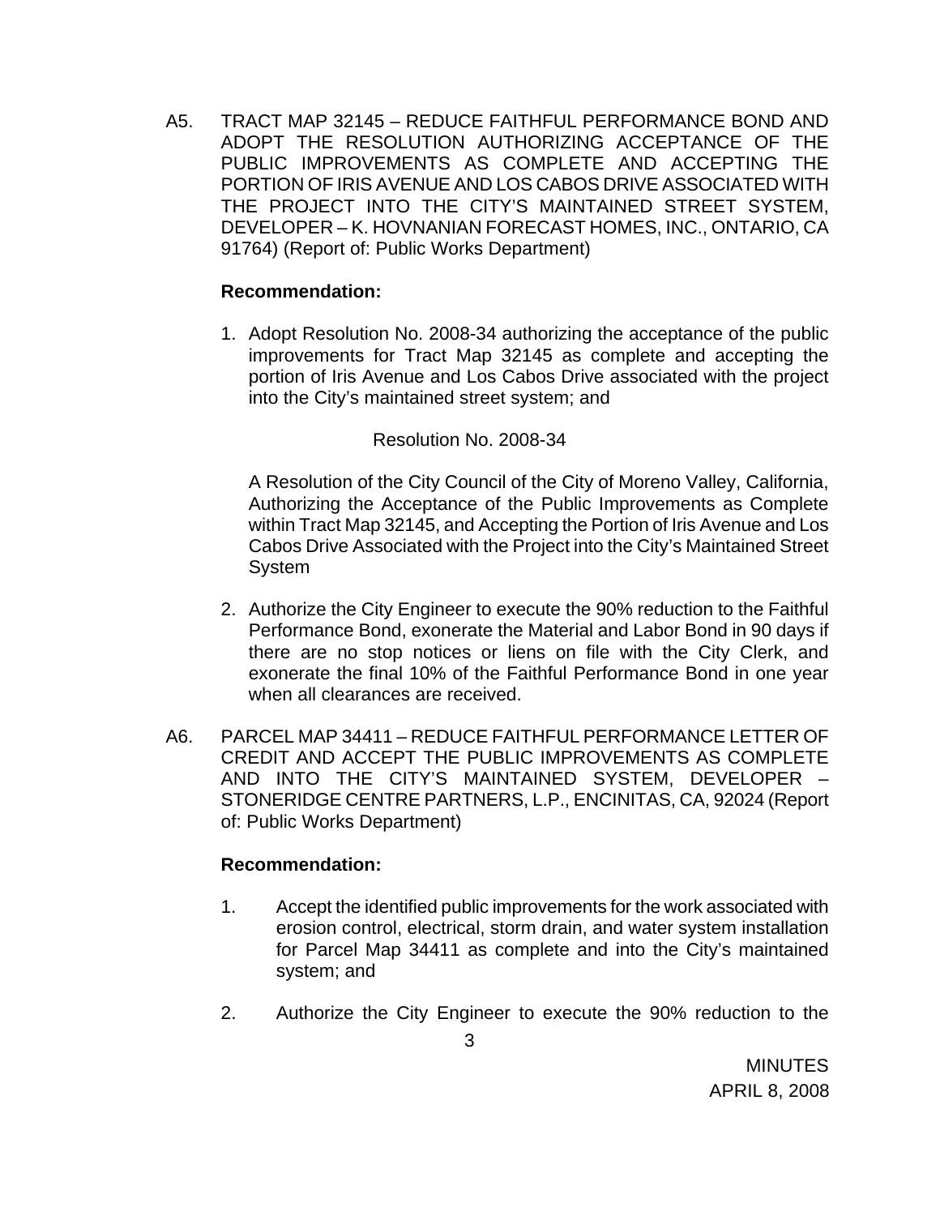A5. TRACT MAP 32145 – REDUCE FAITHFUL PERFORMANCE BOND AND ADOPT THE RESOLUTION AUTHORIZING ACCEPTANCE OF THE PUBLIC IMPROVEMENTS AS COMPLETE AND ACCEPTING THE PORTION OF IRIS AVENUE AND LOS CABOS DRIVE ASSOCIATED WITH THE PROJECT INTO THE CITY'S MAINTAINED STREET SYSTEM, DEVELOPER – K. HOVNANIAN FORECAST HOMES, INC., ONTARIO, CA 91764) (Report of: Public Works Department)

**Recommendation:**

1. Adopt Resolution No. 2008-34 authorizing the acceptance of the public improvements for Tract Map 32145 as complete and accepting the portion of Iris Avenue and Los Cabos Drive associated with the project into the City's maintained street system; and

   Resolution No. 2008-34

   A Resolution of the City Council of the City of Moreno Valley, California, Authorizing the Acceptance of the Public Improvements as Complete within Tract Map 32145, and Accepting the Portion of Iris Avenue and Los Cabos Drive Associated with the Project into the City's Maintained Street System

2. Authorize the City Engineer to execute the 90% reduction to the Faithful Performance Bond, exonerate the Material and Labor Bond in 90 days if there are no stop notices or liens on file with the City Clerk, and exonerate the final 10% of the Faithful Performance Bond in one year when all clearances are received.

A6. PARCEL MAP 34411 – REDUCE FAITHFUL PERFORMANCE LETTER OF CREDIT AND ACCEPT THE PUBLIC IMPROVEMENTS AS COMPLETE AND INTO THE CITY'S MAINTAINED SYSTEM, DEVELOPER – STONERIDGE CENTRE PARTNERS, L.P., ENCINITAS, CA, 92024 (Report of: Public Works Department)

**Recommendation:**

1. Accept the identified public improvements for the work associated with erosion control, electrical, storm drain, and water system installation for Parcel Map 34411 as complete and into the City's maintained system; and

2. Authorize the City Engineer to execute the 90% reduction to the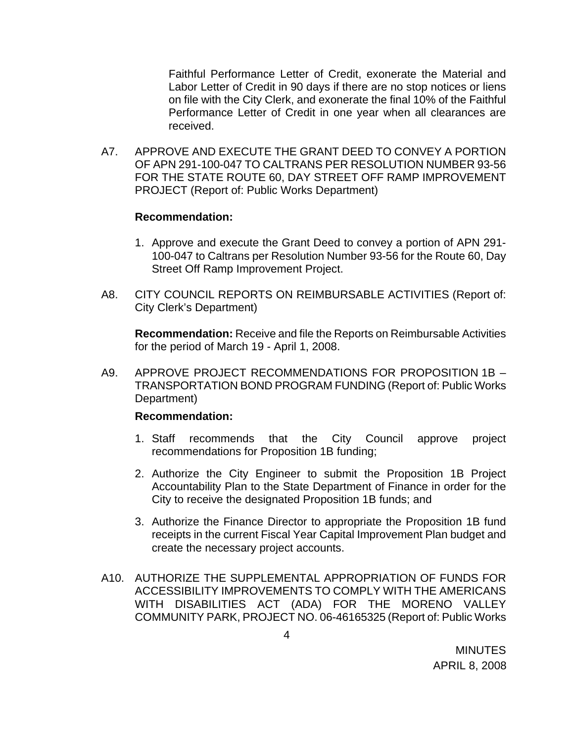Faithful Performance Letter of Credit, exonerate the Material and Labor Letter of Credit in 90 days if there are no stop notices or liens on file with the City Clerk, and exonerate the final 10% of the Faithful Performance Letter of Credit in one year when all clearances are received.

A7. APPROVE AND EXECUTE THE GRANT DEED TO CONVEY A PORTION OF APN 291-100-047 TO CALTRANS PER RESOLUTION NUMBER 93-56 FOR THE STATE ROUTE 60, DAY STREET OFF RAMP IMPROVEMENT PROJECT (Report of: Public Works Department)

**Recommendation:**

1. Approve and execute the Grant Deed to convey a portion of APN 291-100-047 to Caltrans per Resolution Number 93-56 for the Route 60, Day Street Off Ramp Improvement Project.

A8. CITY COUNCIL REPORTS ON REIMBURSABLE ACTIVITIES (Report of: City Clerk's Department)

**Recommendation:** Receive and file the Reports on Reimbursable Activities for the period of March 19 - April 1, 2008.

A9. APPROVE PROJECT RECOMMENDATIONS FOR PROPOSITION 1B – TRANSPORTATION BOND PROGRAM FUNDING (Report of: Public Works Department)

**Recommendation:**

1. Staff recommends that the City Council approve project recommendations for Proposition 1B funding;
2. Authorize the City Engineer to submit the Proposition 1B Project Accountability Plan to the State Department of Finance in order for the City to receive the designated Proposition 1B funds; and
3. Authorize the Finance Director to appropriate the Proposition 1B fund receipts in the current Fiscal Year Capital Improvement Plan budget and create the necessary project accounts.

A10. AUTHORIZE THE SUPPLEMENTAL APPROPRIATION OF FUNDS FOR ACCESSIBILITY IMPROVEMENTS TO COMPLY WITH THE AMERICANS WITH DISABILITIES ACT (ADA) FOR THE MORENO VALLEY COMMUNITY PARK, PROJECT NO. 06-46165325 (Report of: Public Works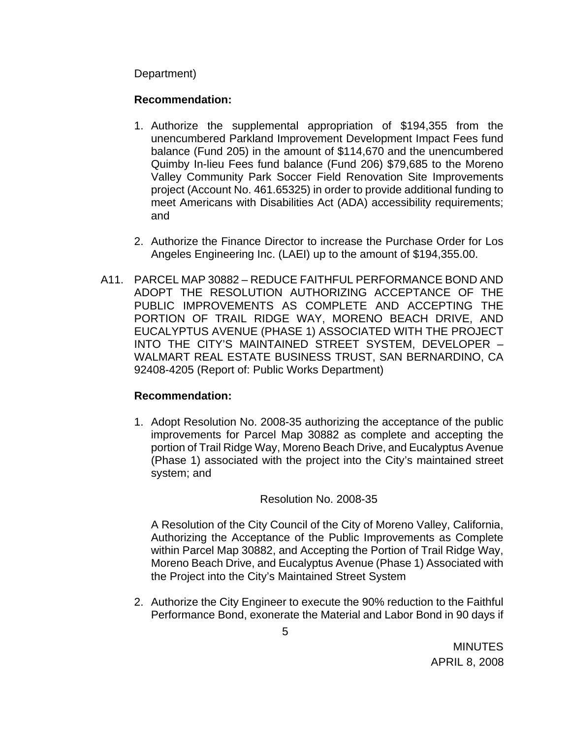Department)

**Recommendation:**

1. Authorize the supplemental appropriation of $194,355 from the unencumbered Parkland Improvement Development Impact Fees fund balance (Fund 205) in the amount of $114,670 and the unencumbered Quimby In-lieu Fees fund balance (Fund 206) $79,685 to the Moreno Valley Community Park Soccer Field Renovation Site Improvements project (Account No. 461.65325) in order to provide additional funding to meet Americans with Disabilities Act (ADA) accessibility requirements; and

2. Authorize the Finance Director to increase the Purchase Order for Los Angeles Engineering Inc. (LAEI) up to the amount of $194,355.00.

A11. PARCEL MAP 30882 – REDUCE FAITHFUL PERFORMANCE BOND AND ADOPT THE RESOLUTION AUTHORIZING ACCEPTANCE OF THE PUBLIC IMPROVEMENTS AS COMPLETE AND ACCEPTING THE PORTION OF TRAIL RIDGE WAY, MORENO BEACH DRIVE, AND EUCALYPTUS AVENUE (PHASE 1) ASSOCIATED WITH THE PROJECT INTO THE CITY'S MAINTAINED STREET SYSTEM, DEVELOPER – WALMART REAL ESTATE BUSINESS TRUST, SAN BERNARDINO, CA 92408-4205 (Report of: Public Works Department)

**Recommendation:**

1. Adopt Resolution No. 2008-35 authorizing the acceptance of the public improvements for Parcel Map 30882 as complete and accepting the portion of Trail Ridge Way, Moreno Beach Drive, and Eucalyptus Avenue (Phase 1) associated with the project into the City's maintained street system; and

   Resolution No. 2008-35

   A Resolution of the City Council of the City of Moreno Valley, California, Authorizing the Acceptance of the Public Improvements as Complete within Parcel Map 30882, and Accepting the Portion of Trail Ridge Way, Moreno Beach Drive, and Eucalyptus Avenue (Phase 1) Associated with the Project into the City's Maintained Street System

2. Authorize the City Engineer to execute the 90% reduction to the Faithful Performance Bond, exonerate the Material and Labor Bond in 90 days if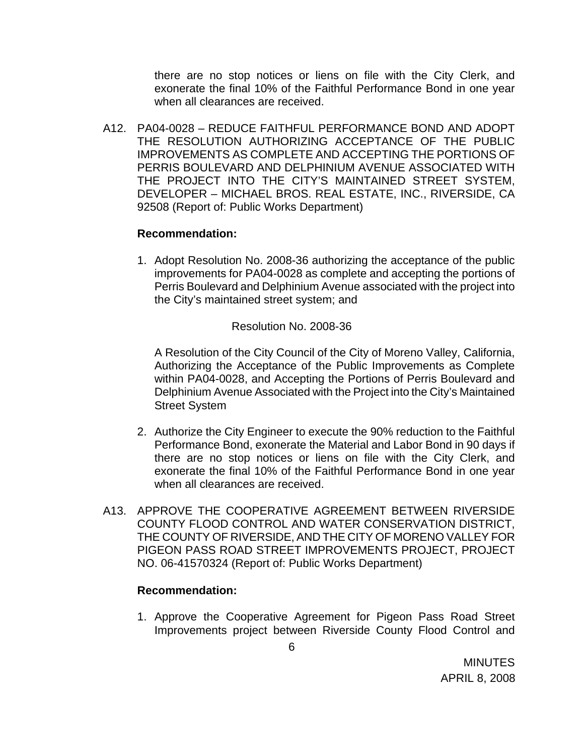there are no stop notices or liens on file with the City Clerk, and exonerate the final 10% of the Faithful Performance Bond in one year when all clearances are received.

A12. PA04-0028 – REDUCE FAITHFUL PERFORMANCE BOND AND ADOPT THE RESOLUTION AUTHORIZING ACCEPTANCE OF THE PUBLIC IMPROVEMENTS AS COMPLETE AND ACCEPTING THE PORTIONS OF PERRIS BOULEVARD AND DELPHINIUM AVENUE ASSOCIATED WITH THE PROJECT INTO THE CITY'S MAINTAINED STREET SYSTEM, DEVELOPER – MICHAEL BROS. REAL ESTATE, INC., RIVERSIDE, CA 92508 (Report of: Public Works Department)

**Recommendation:**

1. Adopt Resolution No. 2008-36 authorizing the acceptance of the public improvements for PA04-0028 as complete and accepting the portions of Perris Boulevard and Delphinium Avenue associated with the project into the City's maintained street system; and

   Resolution No. 2008-36

   A Resolution of the City Council of the City of Moreno Valley, California, Authorizing the Acceptance of the Public Improvements as Complete within PA04-0028, and Accepting the Portions of Perris Boulevard and Delphinium Avenue Associated with the Project into the City's Maintained Street System

2. Authorize the City Engineer to execute the 90% reduction to the Faithful Performance Bond, exonerate the Material and Labor Bond in 90 days if there are no stop notices or liens on file with the City Clerk, and exonerate the final 10% of the Faithful Performance Bond in one year when all clearances are received.

A13. APPROVE THE COOPERATIVE AGREEMENT BETWEEN RIVERSIDE COUNTY FLOOD CONTROL AND WATER CONSERVATION DISTRICT, THE COUNTY OF RIVERSIDE, AND THE CITY OF MORENO VALLEY FOR PIGEON PASS ROAD STREET IMPROVEMENTS PROJECT, PROJECT NO. 06-41570324 (Report of: Public Works Department)

**Recommendation:**

1. Approve the Cooperative Agreement for Pigeon Pass Road Street Improvements project between Riverside County Flood Control and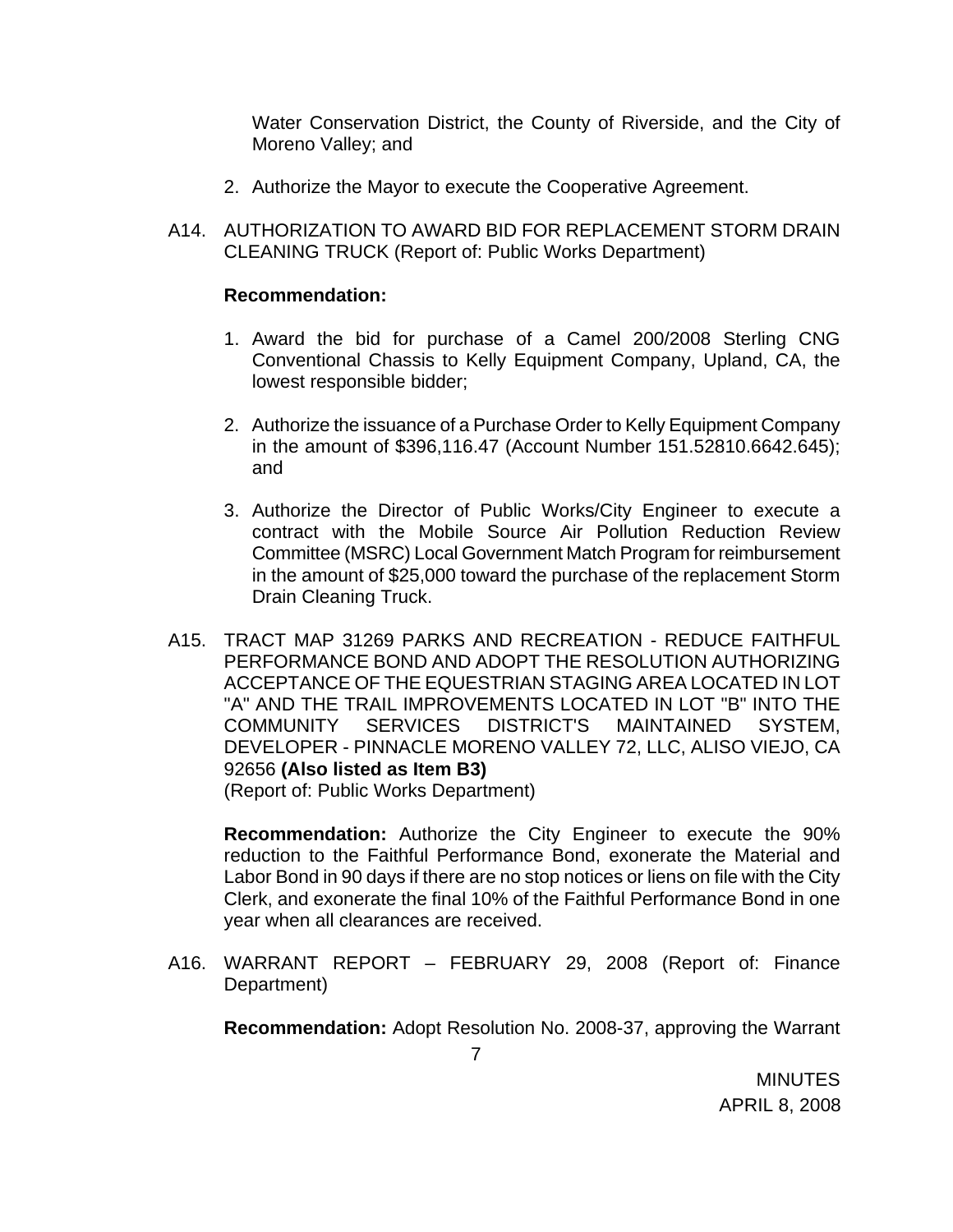Water Conservation District, the County of Riverside, and the City of Moreno Valley; and

2. Authorize the Mayor to execute the Cooperative Agreement.

A14. AUTHORIZATION TO AWARD BID FOR REPLACEMENT STORM DRAIN CLEANING TRUCK (Report of: Public Works Department)

**Recommendation:**

1. Award the bid for purchase of a Camel 200/2008 Sterling CNG Conventional Chassis to Kelly Equipment Company, Upland, CA, the lowest responsible bidder;

2. Authorize the issuance of a Purchase Order to Kelly Equipment Company in the amount of $396,116.47 (Account Number 151.52810.6642.645); and

3. Authorize the Director of Public Works/City Engineer to execute a contract with the Mobile Source Air Pollution Reduction Review Committee (MSRC) Local Government Match Program for reimbursement in the amount of $25,000 toward the purchase of the replacement Storm Drain Cleaning Truck.

A15. TRACT MAP 31269 PARKS AND RECREATION - REDUCE FAITHFUL PERFORMANCE BOND AND ADOPT THE RESOLUTION AUTHORIZING ACCEPTANCE OF THE EQUESTRIAN STAGING AREA LOCATED IN LOT "A" AND THE TRAIL IMPROVEMENTS LOCATED IN LOT "B" INTO THE COMMUNITY SERVICES DISTRICT'S MAINTAINED SYSTEM, DEVELOPER - PINNACLE MORENO VALLEY 72, LLC, ALISO VIEJO, CA 92656 **(Also listed as Item B3)**
(Report of: Public Works Department)

**Recommendation:** Authorize the City Engineer to execute the 90% reduction to the Faithful Performance Bond, exonerate the Material and Labor Bond in 90 days if there are no stop notices or liens on file with the City Clerk, and exonerate the final 10% of the Faithful Performance Bond in one year when all clearances are received.

A16. WARRANT REPORT – FEBRUARY 29, 2008 (Report of: Finance Department)

**Recommendation:** Adopt Resolution No. 2008-37, approving the Warrant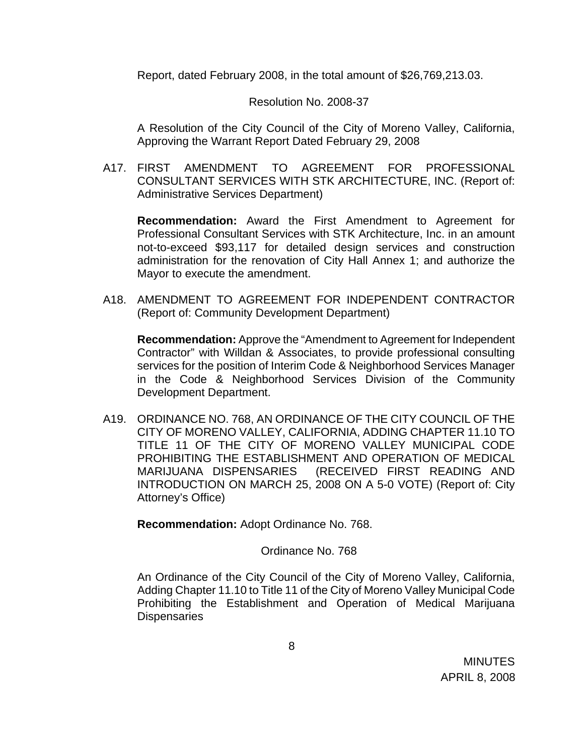Report, dated February 2008, in the total amount of $26,769,213.03.

Resolution No. 2008-37

A Resolution of the City Council of the City of Moreno Valley, California, Approving the Warrant Report Dated February 29, 2008

A17. FIRST AMENDMENT TO AGREEMENT FOR PROFESSIONAL CONSULTANT SERVICES WITH STK ARCHITECTURE, INC. (Report of: Administrative Services Department)

**Recommendation:** Award the First Amendment to Agreement for Professional Consultant Services with STK Architecture, Inc. in an amount not-to-exceed $93,117 for detailed design services and construction administration for the renovation of City Hall Annex 1; and authorize the Mayor to execute the amendment.

A18. AMENDMENT TO AGREEMENT FOR INDEPENDENT CONTRACTOR (Report of: Community Development Department)

**Recommendation:** Approve the "Amendment to Agreement for Independent Contractor" with Willdan & Associates, to provide professional consulting services for the position of Interim Code & Neighborhood Services Manager in the Code & Neighborhood Services Division of the Community Development Department.

A19. ORDINANCE NO. 768, AN ORDINANCE OF THE CITY COUNCIL OF THE CITY OF MORENO VALLEY, CALIFORNIA, ADDING CHAPTER 11.10 TO TITLE 11 OF THE CITY OF MORENO VALLEY MUNICIPAL CODE PROHIBITING THE ESTABLISHMENT AND OPERATION OF MEDICAL MARIJUANA DISPENSARIES (RECEIVED FIRST READING AND INTRODUCTION ON MARCH 25, 2008 ON A 5-0 VOTE) (Report of: City Attorney's Office)

**Recommendation:** Adopt Ordinance No. 768.

Ordinance No. 768

An Ordinance of the City Council of the City of Moreno Valley, California, Adding Chapter 11.10 to Title 11 of the City of Moreno Valley Municipal Code Prohibiting the Establishment and Operation of Medical Marijuana Dispensaries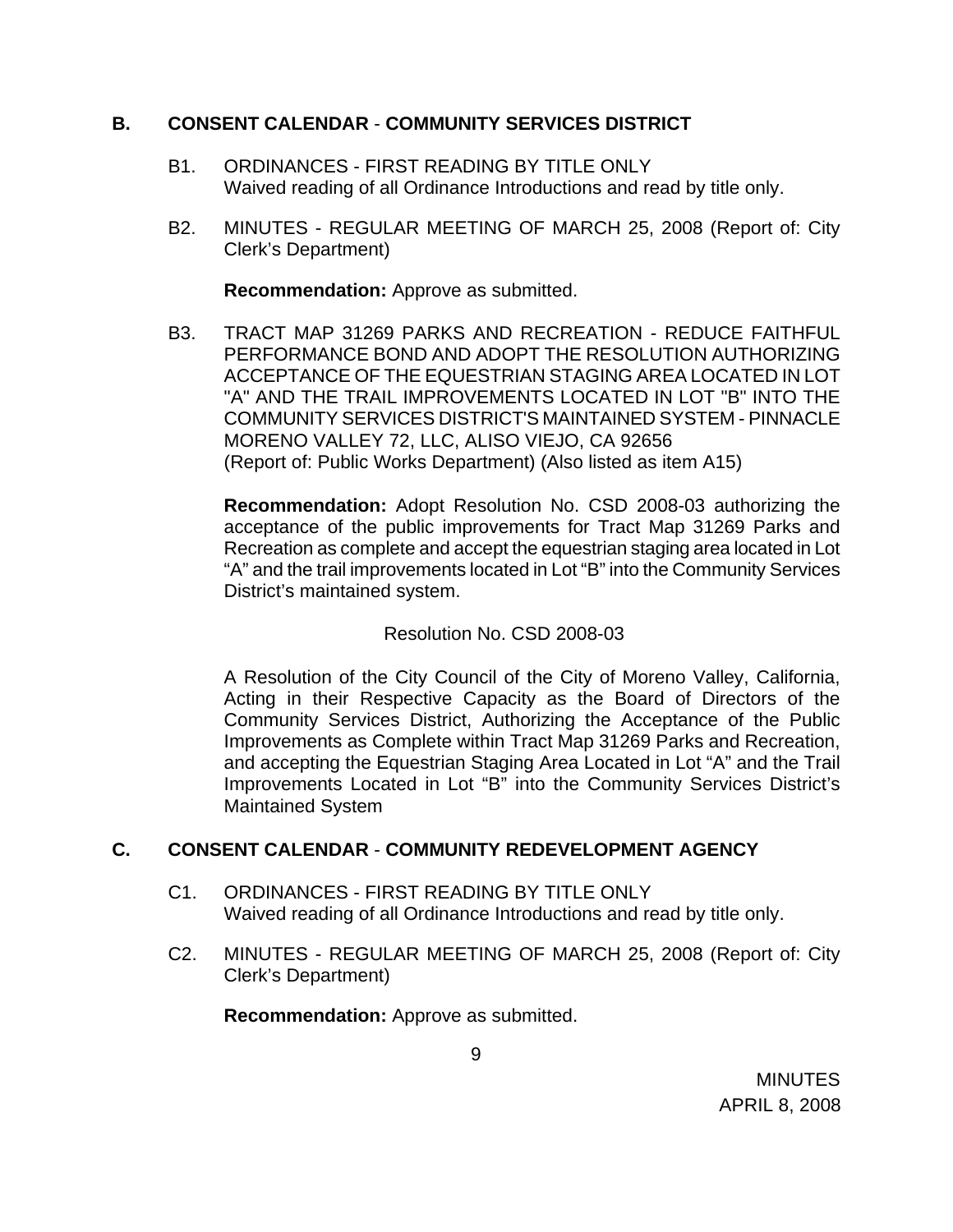## B. CONSENT CALENDAR - COMMUNITY SERVICES DISTRICT

B1. ORDINANCES - FIRST READING BY TITLE ONLY
Waived reading of all Ordinance Introductions and read by title only.

B2. MINUTES - REGULAR MEETING OF MARCH 25, 2008 (Report of: City Clerk's Department)

**Recommendation:** Approve as submitted.

B3. TRACT MAP 31269 PARKS AND RECREATION - REDUCE FAITHFUL PERFORMANCE BOND AND ADOPT THE RESOLUTION AUTHORIZING ACCEPTANCE OF THE EQUESTRIAN STAGING AREA LOCATED IN LOT "A" AND THE TRAIL IMPROVEMENTS LOCATED IN LOT "B" INTO THE COMMUNITY SERVICES DISTRICT'S MAINTAINED SYSTEM - PINNACLE MORENO VALLEY 72, LLC, ALISO VIEJO, CA 92656
(Report of: Public Works Department) (Also listed as item A15)

**Recommendation:** Adopt Resolution No. CSD 2008-03 authorizing the acceptance of the public improvements for Tract Map 31269 Parks and Recreation as complete and accept the equestrian staging area located in Lot "A" and the trail improvements located in Lot "B" into the Community Services District's maintained system.

Resolution No. CSD 2008-03

A Resolution of the City Council of the City of Moreno Valley, California, Acting in their Respective Capacity as the Board of Directors of the Community Services District, Authorizing the Acceptance of the Public Improvements as Complete within Tract Map 31269 Parks and Recreation, and accepting the Equestrian Staging Area Located in Lot "A" and the Trail Improvements Located in Lot "B" into the Community Services District's Maintained System

## C. CONSENT CALENDAR - COMMUNITY REDEVELOPMENT AGENCY

C1. ORDINANCES - FIRST READING BY TITLE ONLY
Waived reading of all Ordinance Introductions and read by title only.

C2. MINUTES - REGULAR MEETING OF MARCH 25, 2008 (Report of: City Clerk's Department)

**Recommendation:** Approve as submitted.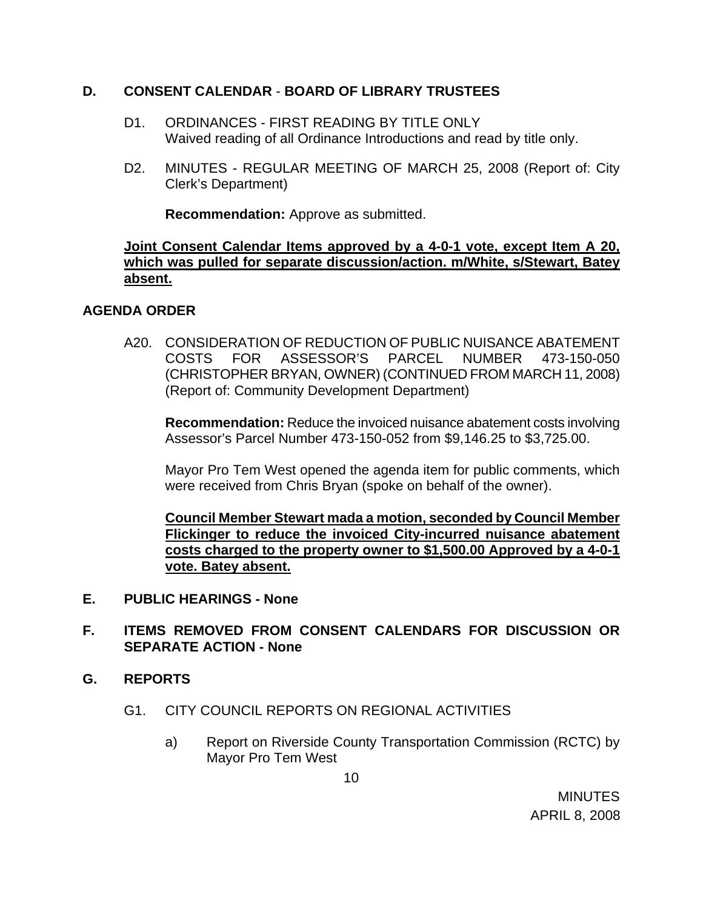## D. CONSENT CALENDAR - BOARD OF LIBRARY TRUSTEES

D1. ORDINANCES - FIRST READING BY TITLE ONLY
Waived reading of all Ordinance Introductions and read by title only.

D2. MINUTES - REGULAR MEETING OF MARCH 25, 2008 (Report of: City Clerk's Department)

**Recommendation:** Approve as submitted.

**Joint Consent Calendar Items approved by a 4-0-1 vote, except Item A 20, which was pulled for separate discussion/action. m/White, s/Stewart, Batey absent.**

## AGENDA ORDER

A20. CONSIDERATION OF REDUCTION OF PUBLIC NUISANCE ABATEMENT COSTS FOR ASSESSOR'S PARCEL NUMBER 473-150-050 (CHRISTOPHER BRYAN, OWNER) (CONTINUED FROM MARCH 11, 2008) (Report of: Community Development Department)

**Recommendation:** Reduce the invoiced nuisance abatement costs involving Assessor's Parcel Number 473-150-052 from $9,146.25 to $3,725.00.

Mayor Pro Tem West opened the agenda item for public comments, which were received from Chris Bryan (spoke on behalf of the owner).

**Council Member Stewart mada a motion, seconded by Council Member Flickinger to reduce the invoiced City-incurred nuisance abatement costs charged to the property owner to $1,500.00 Approved by a 4-0-1 vote. Batey absent.**

## E. PUBLIC HEARINGS - None

## F. ITEMS REMOVED FROM CONSENT CALENDARS FOR DISCUSSION OR SEPARATE ACTION - None

## G. REPORTS

G1. CITY COUNCIL REPORTS ON REGIONAL ACTIVITIES

a) Report on Riverside County Transportation Commission (RCTC) by Mayor Pro Tem West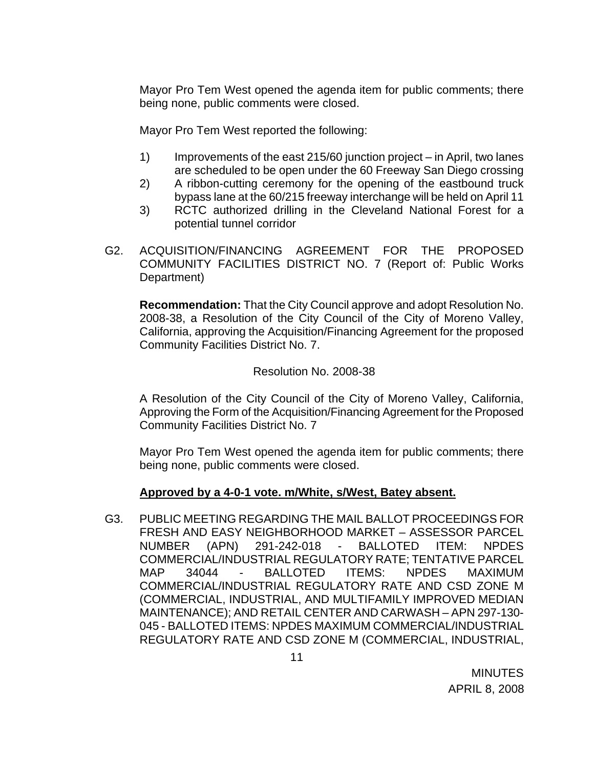Mayor Pro Tem West opened the agenda item for public comments; there being none, public comments were closed.

Mayor Pro Tem West reported the following:

1) Improvements of the east 215/60 junction project – in April, two lanes are scheduled to be open under the 60 Freeway San Diego crossing
2) A ribbon-cutting ceremony for the opening of the eastbound truck bypass lane at the 60/215 freeway interchange will be held on April 11
3) RCTC authorized drilling in the Cleveland National Forest for a potential tunnel corridor

G2. ACQUISITION/FINANCING AGREEMENT FOR THE PROPOSED COMMUNITY FACILITIES DISTRICT NO. 7 (Report of: Public Works Department)

**Recommendation:** That the City Council approve and adopt Resolution No. 2008-38, a Resolution of the City Council of the City of Moreno Valley, California, approving the Acquisition/Financing Agreement for the proposed Community Facilities District No. 7.

Resolution No. 2008-38

A Resolution of the City Council of the City of Moreno Valley, California, Approving the Form of the Acquisition/Financing Agreement for the Proposed Community Facilities District No. 7

Mayor Pro Tem West opened the agenda item for public comments; there being none, public comments were closed.

**Approved by a 4-0-1 vote. m/White, s/West, Batey absent.**

G3. PUBLIC MEETING REGARDING THE MAIL BALLOT PROCEEDINGS FOR FRESH AND EASY NEIGHBORHOOD MARKET – ASSESSOR PARCEL NUMBER (APN) 291-242-018 - BALLOTED ITEM: NPDES COMMERCIAL/INDUSTRIAL REGULATORY RATE; TENTATIVE PARCEL MAP 34044 - BALLOTED ITEMS: NPDES MAXIMUM COMMERCIAL/INDUSTRIAL REGULATORY RATE AND CSD ZONE M (COMMERCIAL, INDUSTRIAL, AND MULTIFAMILY IMPROVED MEDIAN MAINTENANCE); AND RETAIL CENTER AND CARWASH – APN 297-130-045 - BALLOTED ITEMS: NPDES MAXIMUM COMMERCIAL/INDUSTRIAL REGULATORY RATE AND CSD ZONE M (COMMERCIAL, INDUSTRIAL,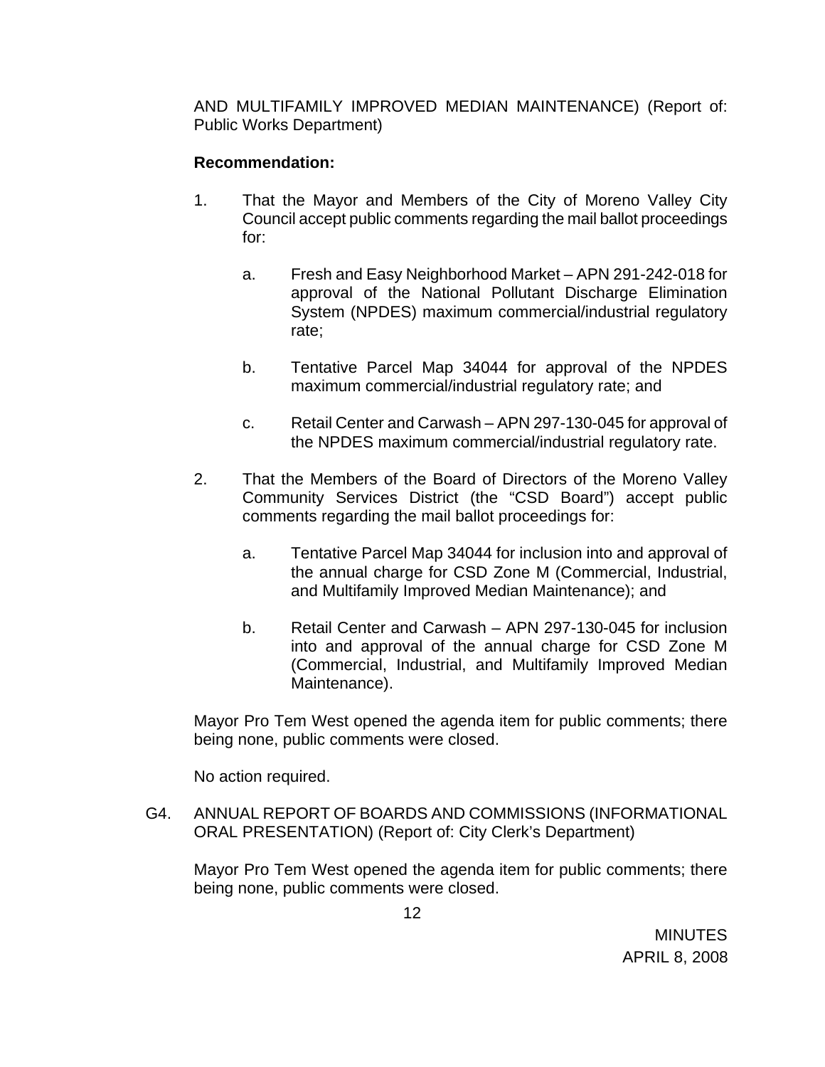AND MULTIFAMILY IMPROVED MEDIAN MAINTENANCE) (Report of: Public Works Department)

**Recommendation:**

1. That the Mayor and Members of the City of Moreno Valley City Council accept public comments regarding the mail ballot proceedings for:

   a. Fresh and Easy Neighborhood Market – APN 291-242-018 for approval of the National Pollutant Discharge Elimination System (NPDES) maximum commercial/industrial regulatory rate;

   b. Tentative Parcel Map 34044 for approval of the NPDES maximum commercial/industrial regulatory rate; and

   c. Retail Center and Carwash – APN 297-130-045 for approval of the NPDES maximum commercial/industrial regulatory rate.

2. That the Members of the Board of Directors of the Moreno Valley Community Services District (the "CSD Board") accept public comments regarding the mail ballot proceedings for:

   a. Tentative Parcel Map 34044 for inclusion into and approval of the annual charge for CSD Zone M (Commercial, Industrial, and Multifamily Improved Median Maintenance); and

   b. Retail Center and Carwash – APN 297-130-045 for inclusion into and approval of the annual charge for CSD Zone M (Commercial, Industrial, and Multifamily Improved Median Maintenance).

Mayor Pro Tem West opened the agenda item for public comments; there being none, public comments were closed.

No action required.

G4. ANNUAL REPORT OF BOARDS AND COMMISSIONS (INFORMATIONAL ORAL PRESENTATION) (Report of: City Clerk's Department)

Mayor Pro Tem West opened the agenda item for public comments; there being none, public comments were closed.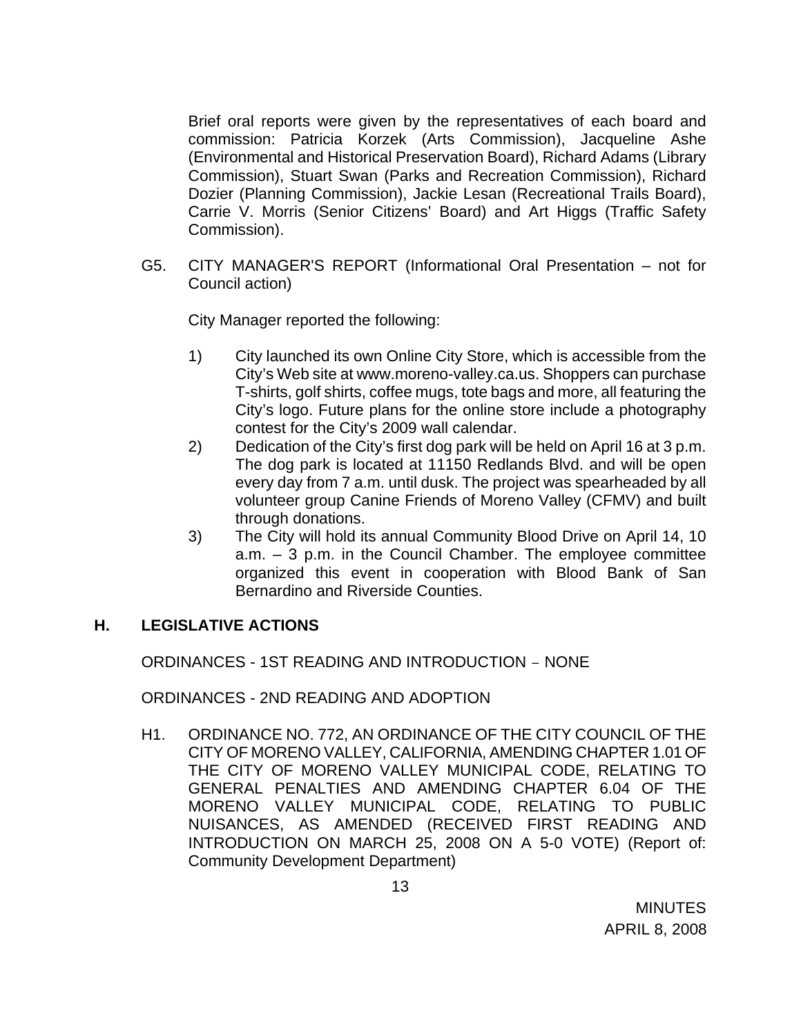Brief oral reports were given by the representatives of each board and commission: Patricia Korzek (Arts Commission), Jacqueline Ashe (Environmental and Historical Preservation Board), Richard Adams (Library Commission), Stuart Swan (Parks and Recreation Commission), Richard Dozier (Planning Commission), Jackie Lesan (Recreational Trails Board), Carrie V. Morris (Senior Citizens' Board) and Art Higgs (Traffic Safety Commission).

G5. CITY MANAGER'S REPORT (Informational Oral Presentation – not for Council action)

City Manager reported the following:

1) City launched its own Online City Store, which is accessible from the City's Web site at www.moreno-valley.ca.us. Shoppers can purchase T-shirts, golf shirts, coffee mugs, tote bags and more, all featuring the City's logo. Future plans for the online store include a photography contest for the City's 2009 wall calendar.
2) Dedication of the City's first dog park will be held on April 16 at 3 p.m. The dog park is located at 11150 Redlands Blvd. and will be open every day from 7 a.m. until dusk. The project was spearheaded by all volunteer group Canine Friends of Moreno Valley (CFMV) and built through donations.
3) The City will hold its annual Community Blood Drive on April 14, 10 a.m. – 3 p.m. in the Council Chamber. The employee committee organized this event in cooperation with Blood Bank of San Bernardino and Riverside Counties.

## H. LEGISLATIVE ACTIONS

ORDINANCES - 1ST READING AND INTRODUCTION – NONE

ORDINANCES - 2ND READING AND ADOPTION

H1. ORDINANCE NO. 772, AN ORDINANCE OF THE CITY COUNCIL OF THE CITY OF MORENO VALLEY, CALIFORNIA, AMENDING CHAPTER 1.01 OF THE CITY OF MORENO VALLEY MUNICIPAL CODE, RELATING TO GENERAL PENALTIES AND AMENDING CHAPTER 6.04 OF THE MORENO VALLEY MUNICIPAL CODE, RELATING TO PUBLIC NUISANCES, AS AMENDED (RECEIVED FIRST READING AND INTRODUCTION ON MARCH 25, 2008 ON A 5-0 VOTE) (Report of: Community Development Department)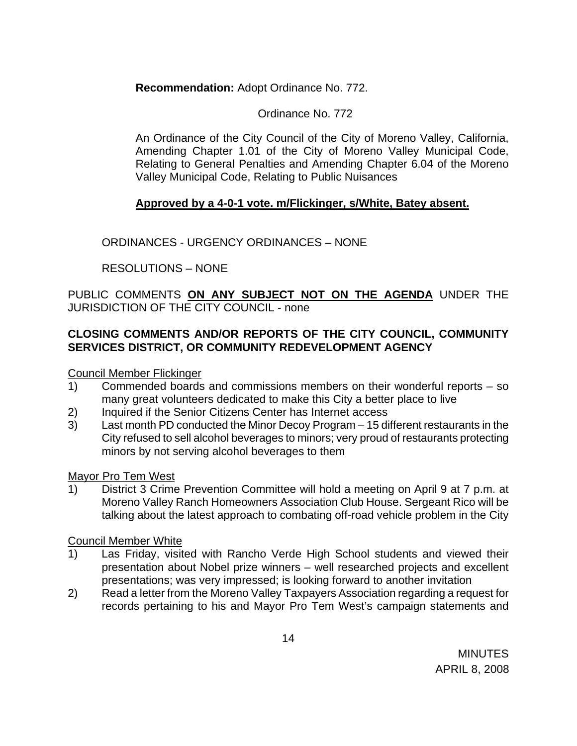**Recommendation:** Adopt Ordinance No. 772.

Ordinance No. 772

An Ordinance of the City Council of the City of Moreno Valley, California, Amending Chapter 1.01 of the City of Moreno Valley Municipal Code, Relating to General Penalties and Amending Chapter 6.04 of the Moreno Valley Municipal Code, Relating to Public Nuisances

**Approved by a 4-0-1 vote. m/Flickinger, s/White, Batey absent.**

ORDINANCES - URGENCY ORDINANCES – NONE

RESOLUTIONS – NONE

PUBLIC COMMENTS **ON ANY SUBJECT NOT ON THE AGENDA** UNDER THE JURISDICTION OF THE CITY COUNCIL - none

**CLOSING COMMENTS AND/OR REPORTS OF THE CITY COUNCIL, COMMUNITY SERVICES DISTRICT, OR COMMUNITY REDEVELOPMENT AGENCY**

Council Member Flickinger

1) Commended boards and commissions members on their wonderful reports – so many great volunteers dedicated to make this City a better place to live
2) Inquired if the Senior Citizens Center has Internet access
3) Last month PD conducted the Minor Decoy Program – 15 different restaurants in the City refused to sell alcohol beverages to minors; very proud of restaurants protecting minors by not serving alcohol beverages to them

Mayor Pro Tem West

1) District 3 Crime Prevention Committee will hold a meeting on April 9 at 7 p.m. at Moreno Valley Ranch Homeowners Association Club House. Sergeant Rico will be talking about the latest approach to combating off-road vehicle problem in the City

Council Member White

1) Las Friday, visited with Rancho Verde High School students and viewed their presentation about Nobel prize winners – well researched projects and excellent presentations; was very impressed; is looking forward to another invitation
2) Read a letter from the Moreno Valley Taxpayers Association regarding a request for records pertaining to his and Mayor Pro Tem West's campaign statements and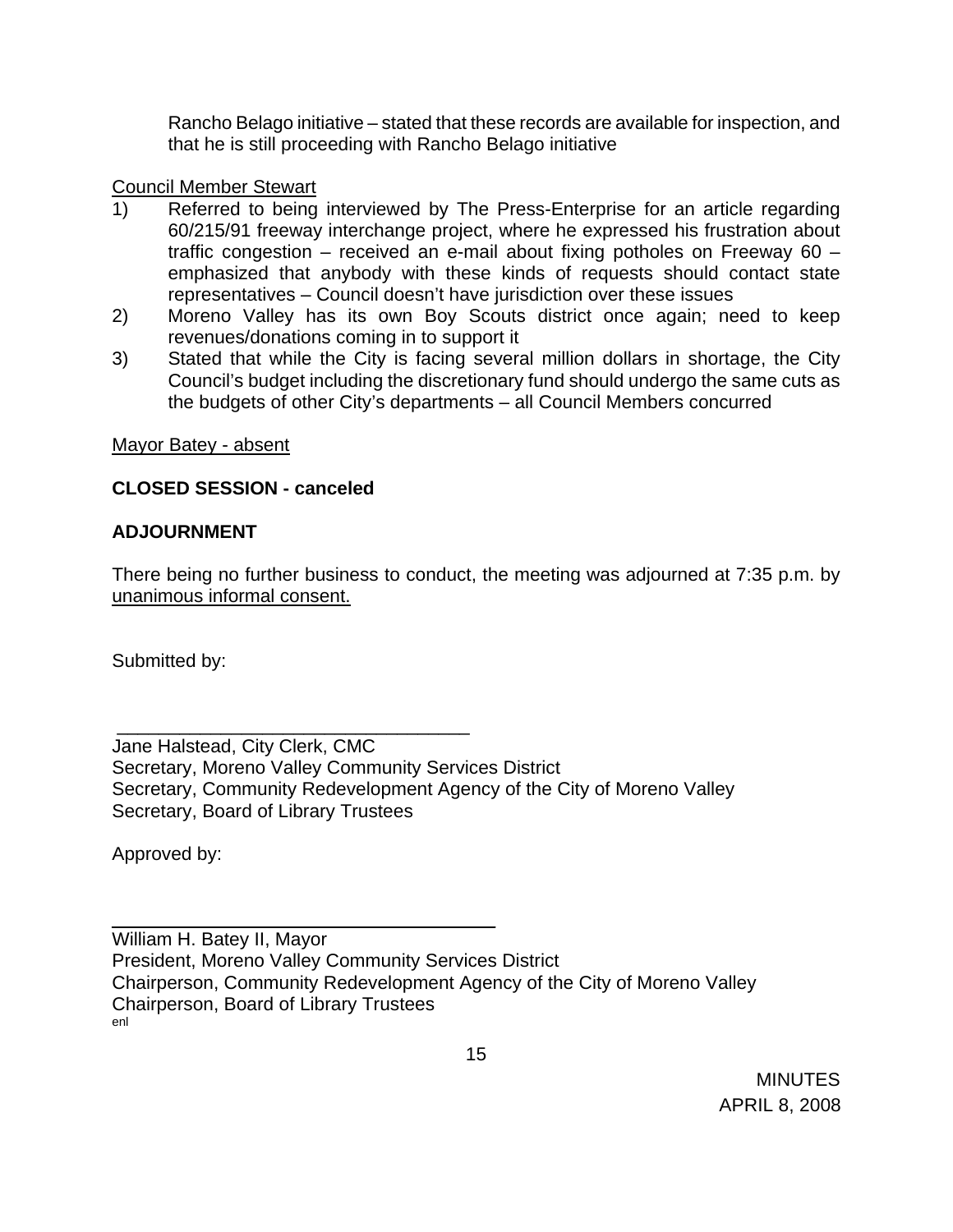Rancho Belago initiative – stated that these records are available for inspection, and that he is still proceeding with Rancho Belago initiative

Council Member Stewart

1) Referred to being interviewed by The Press-Enterprise for an article regarding 60/215/91 freeway interchange project, where he expressed his frustration about traffic congestion – received an e-mail about fixing potholes on Freeway 60 – emphasized that anybody with these kinds of requests should contact state representatives – Council doesn't have jurisdiction over these issues
2) Moreno Valley has its own Boy Scouts district once again; need to keep revenues/donations coming in to support it
3) Stated that while the City is facing several million dollars in shortage, the City Council's budget including the discretionary fund should undergo the same cuts as the budgets of other City's departments – all Council Members concurred

Mayor Batey - absent

**CLOSED SESSION - canceled**

**ADJOURNMENT**

There being no further business to conduct, the meeting was adjourned at 7:35 p.m. by unanimous informal consent.

Submitted by:

\_\_\_\_\_\_\_\_\_\_\_\_\_\_\_\_\_\_\_\_\_\_\_\_\_\_\_\_\_\_\_\_\_\_

Jane Halstead, City Clerk, CMC
Secretary, Moreno Valley Community Services District
Secretary, Community Redevelopment Agency of the City of Moreno Valley
Secretary, Board of Library Trustees

Approved by:

\_\_\_\_\_\_\_\_\_\_\_\_\_\_\_\_\_\_\_\_\_\_\_\_\_\_\_\_\_\_\_\_\_\_

William H. Batey II, Mayor
President, Moreno Valley Community Services District
Chairperson, Community Redevelopment Agency of the City of Moreno Valley
Chairperson, Board of Library Trustees
enl

MINUTES
APRIL 8, 2008